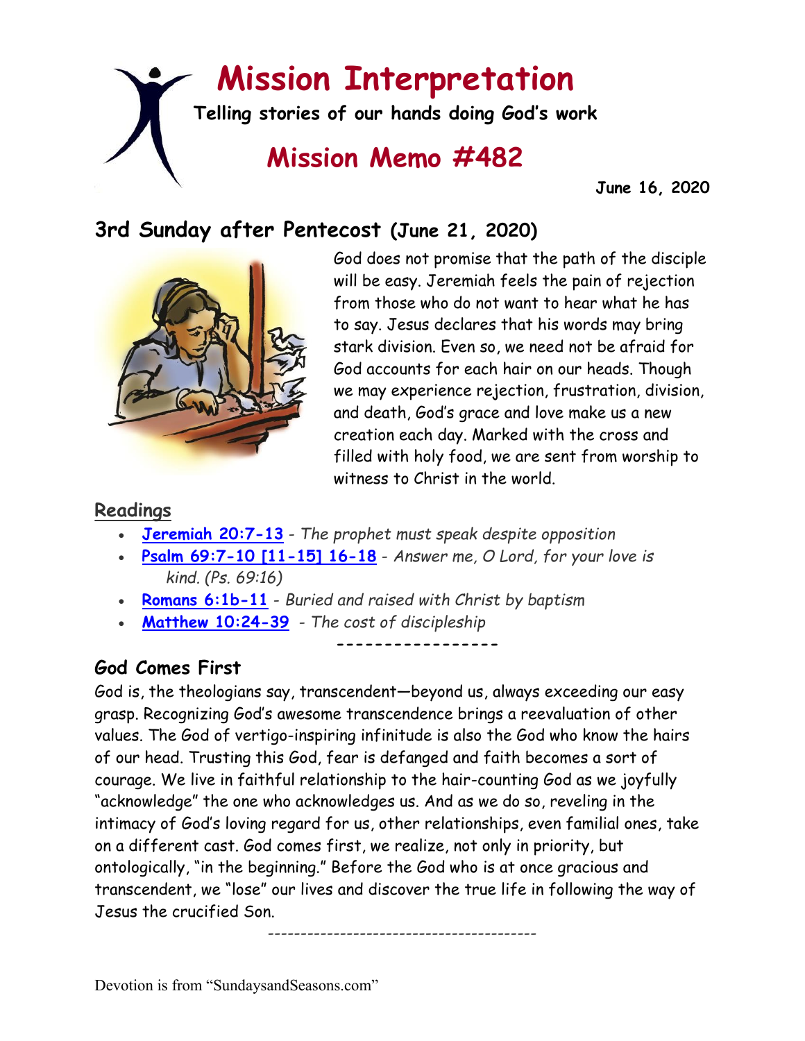# Mission Interpretation

**Telling stories of our hands doing God's work**

## Mission Memo #482

**June 16, 2020**

## 3rd Sunday after Pentecost (June 21, 2020)

God does not promise that the path of the disciple will be easy. Jeremiah feels the pain of rejection from those who do not want to hear what he has to say. Jesus declares that his words may bring stark division. Even so, we need not be afraid for God accounts for each hair on our heads. Though we may experience rejection, frustration, division, and death, God's grace and love make us a new creation each day. Marked with the cross and filled with holy food, we are sent from worship to witness to Christ in the world.

### Readings

- **Jeremiah 20:7-13** - *The prophet must speak despite opposition*
- **Psalm 69:7-10 [11-15] 16-18** - *Answer me, O Lord, for your love is kind. (Ps. 69:16)*
- **Romans 6:1b-11** - *Buried and raised with Christ by baptism*
- **Matthew 10:24-39** - *The cost of discipleship*

-----------------

### God Comes First

God is, the theologians say, transcendent—beyond us, always exceeding our easy grasp. Recognizing God's awesome transcendence brings a reevaluation of other values. The God of vertigo-inspiring infinitude is also the God who know the hairs of our head. Trusting this God, fear is defanged and faith becomes a sort of courage. We live in faithful relationship to the hair-counting God as we joyfully "acknowledge" the one who acknowledges us. And as we do so, reveling in the intimacy of God's loving regard for us, other relationships, even familial ones, take on a different cast. God comes first, we realize, not only in priority, but ontologically, "in the beginning." Before the God who is at once gracious and transcendent, we "lose" our lives and discover the true life in following the way of Jesus the crucified Son.

----------------------------------------

Devotion is from "SundaysandSeasons.com"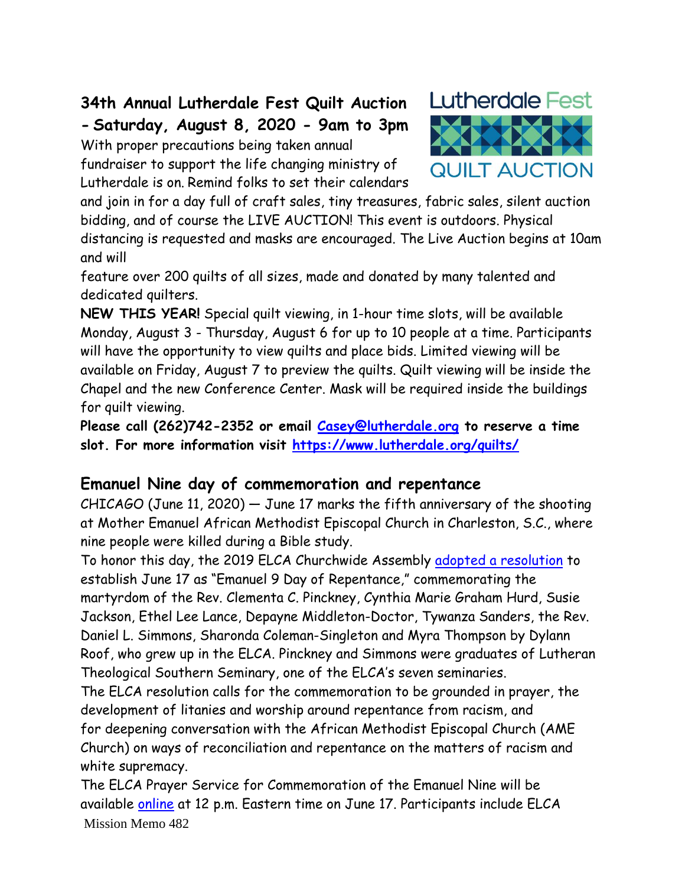## 34th Annual Lutherdale Fest Quilt Auction - Saturday, August 8, 2020 - 9am to 3pm

With proper precautions being taken annual fundraiser to support the life changing ministry of Lutherdale is on. Remind folks to set their calendars and join in for a day full of craft sales, tiny treasures, fabric sales, silent auction bidding, and of course the LIVE AUCTION! This event is outdoors. Physical distancing is requested and masks are encouraged. The Live Auction begins at 10am and will feature over 200 quilts of all sizes, made and donated by many talented and dedicated quilters.

**NEW THIS YEAR!** Special quilt viewing, in 1-hour time slots, will be available Monday, August 3 - Thursday, August 6 for up to 10 people at a time. Participants will have the opportunity to view quilts and place bids. Limited viewing will be available on Friday, August 7 to preview the quilts. Quilt viewing will be inside the Chapel and the new Conference Center. Mask will be required inside the buildings for quilt viewing.

**Please call (262)742-2352 or email Casey@lutherdale.org to reserve a time slot. For more information visit https://www.lutherdale.org/quilts/**

## Emanuel Nine day of commemoration and repentance

CHICAGO (June 11, 2020) — June 17 marks the fifth anniversary of the shooting at Mother Emanuel African Methodist Episcopal Church in Charleston, S.C., where nine people were killed during a Bible study.

To honor this day, the 2019 ELCA Churchwide Assembly adopted a resolution to establish June 17 as "Emanuel 9 Day of Repentance," commemorating the martyrdom of the Rev. Clementa C. Pinckney, Cynthia Marie Graham Hurd, Susie Jackson, Ethel Lee Lance, Depayne Middleton-Doctor, Tywanza Sanders, the Rev. Daniel L. Simmons, Sharonda Coleman-Singleton and Myra Thompson by Dylann Roof, who grew up in the ELCA. Pinckney and Simmons were graduates of Lutheran Theological Southern Seminary, one of the ELCA's seven seminaries.

The ELCA resolution calls for the commemoration to be grounded in prayer, the development of litanies and worship around repentance from racism, and for deepening conversation with the African Methodist Episcopal Church (AME Church) on ways of reconciliation and repentance on the matters of racism and white supremacy.

The ELCA Prayer Service for Commemoration of the Emanuel Nine will be available online at 12 p.m. Eastern time on June 17. Participants include ELCA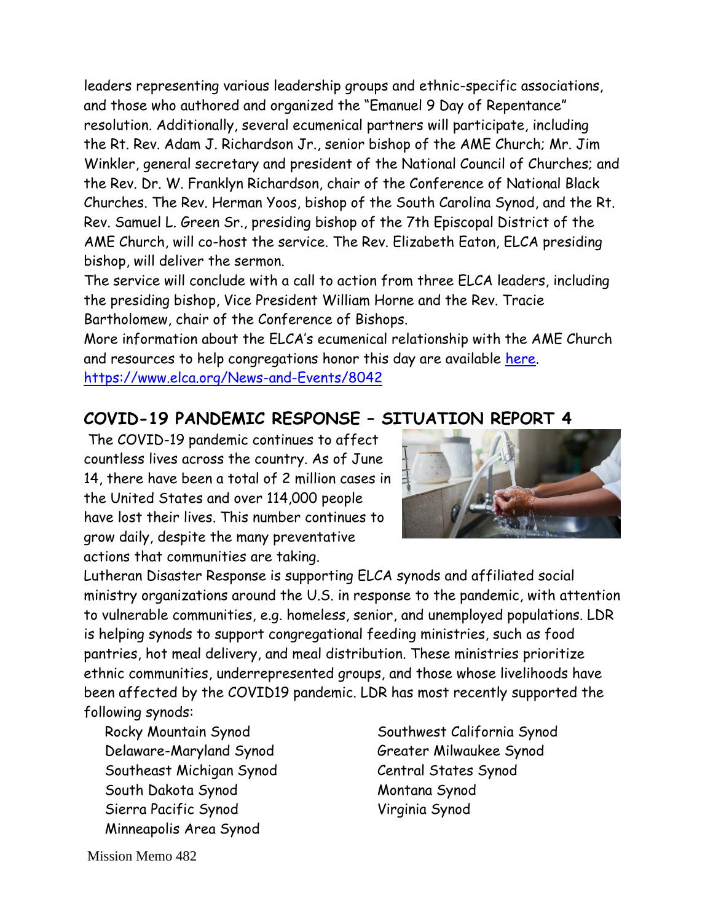leaders representing various leadership groups and ethnic-specific associations, and those who authored and organized the "Emanuel 9 Day of Repentance" resolution. Additionally, several ecumenical partners will participate, including the Rt. Rev. Adam J. Richardson Jr., senior bishop of the AME Church; Mr. Jim Winkler, general secretary and president of the National Council of Churches; and the Rev. Dr. W. Franklyn Richardson, chair of the Conference of National Black Churches. The Rev. Herman Yoos, bishop of the South Carolina Synod, and the Rt. Rev. Samuel L. Green Sr., presiding bishop of the 7th Episcopal District of the AME Church, will co-host the service. The Rev. Elizabeth Eaton, ELCA presiding bishop, will deliver the sermon.

The service will conclude with a call to action from three ELCA leaders, including the presiding bishop, Vice President William Horne and the Rev. Tracie Bartholomew, chair of the Conference of Bishops.

More information about the ELCA's ecumenical relationship with the AME Church and resources to help congregations honor this day are available [here](https://www.elca.org/News-and-Events/8042).
https://www.elca.org/News-and-Events/8042

## COVID-19 PANDEMIC RESPONSE – SITUATION REPORT 4

The COVID-19 pandemic continues to affect countless lives across the country. As of June 14, there have been a total of 2 million cases in the United States and over 114,000 people have lost their lives. This number continues to grow daily, despite the many preventative actions that communities are taking.

Lutheran Disaster Response is supporting ELCA synods and affiliated social ministry organizations around the U.S. in response to the pandemic, with attention to vulnerable communities, e.g. homeless, senior, and unemployed populations. LDR is helping synods to support congregational feeding ministries, such as food pantries, hot meal delivery, and meal distribution. These ministries prioritize ethnic communities, underrepresented groups, and those whose livelihoods have been affected by the COVID19 pandemic. LDR has most recently supported the following synods:

- Rocky Mountain Synod
- Delaware-Maryland Synod
- Southeast Michigan Synod
- South Dakota Synod
- Sierra Pacific Synod
- Minneapolis Area Synod
- Southwest California Synod
- Greater Milwaukee Synod
- Central States Synod
- Montana Synod
- Virginia Synod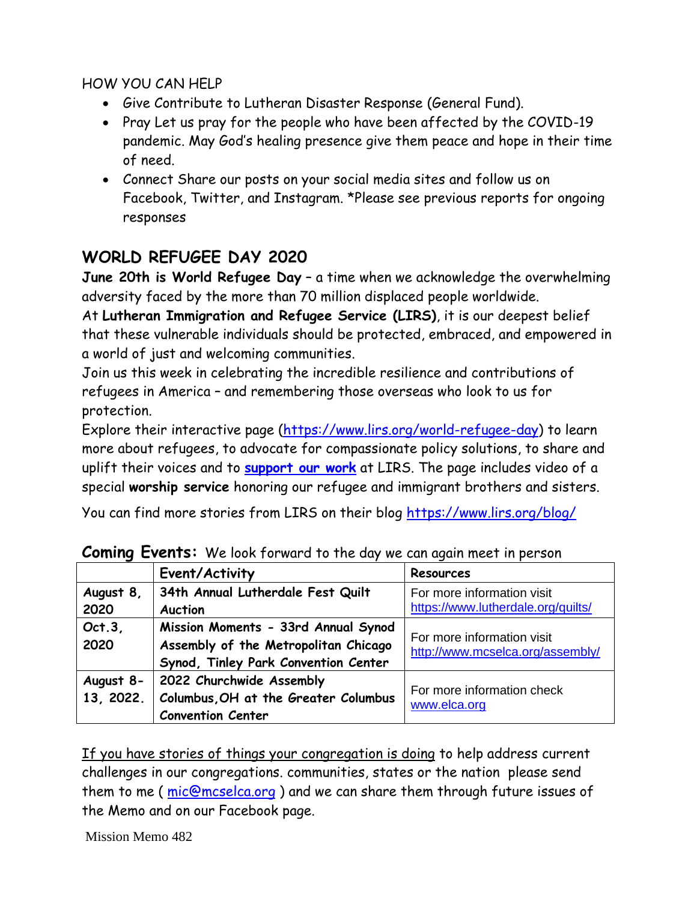HOW YOU CAN HELP

- Give Contribute to Lutheran Disaster Response (General Fund).
- Pray Let us pray for the people who have been affected by the COVID-19 pandemic. May God's healing presence give them peace and hope in their time of need.
- Connect Share our posts on your social media sites and follow us on Facebook, Twitter, and Instagram. *Please see previous reports for ongoing responses

## WORLD REFUGEE DAY 2020

**June 20th is World Refugee Day** – a time when we acknowledge the overwhelming adversity faced by the more than 70 million displaced people worldwide.

At **Lutheran Immigration and Refugee Service (LIRS)**, it is our deepest belief that these vulnerable individuals should be protected, embraced, and empowered in a world of just and welcoming communities.

Join us this week in celebrating the incredible resilience and contributions of refugees in America – and remembering those overseas who look to us for protection.

Explore their interactive page (https://www.lirs.org/world-refugee-day) to learn more about refugees, to advocate for compassionate policy solutions, to share and uplift their voices and to **support our work** at LIRS. The page includes video of a special **worship service** honoring our refugee and immigrant brothers and sisters.

You can find more stories from LIRS on their blog https://www.lirs.org/blog/

**Coming Events:** We look forward to the day we can again meet in person

| | Event/Activity | Resources |
|---|---|---|
| **August 8, 2020** | **34th Annual Lutherdale Fest Quilt Auction** | For more information visit https://www.lutherdale.org/quilts/ |
| **Oct.3, 2020** | **Mission Moments - 33rd Annual Synod Assembly of the Metropolitan Chicago Synod, Tinley Park Convention Center** | For more information visit http://www.mcselca.org/assembly/ |
| **August 8-13, 2022.** | **2022 Churchwide Assembly Columbus, OH at the Greater Columbus Convention Center** | For more information check www.elca.org |

If you have stories of things your congregation is doing to help address current challenges in our congregations. communities, states or the nation please send them to me ( mic@mcselca.org ) and we can share them through future issues of the Memo and on our Facebook page.

Mission Memo 482